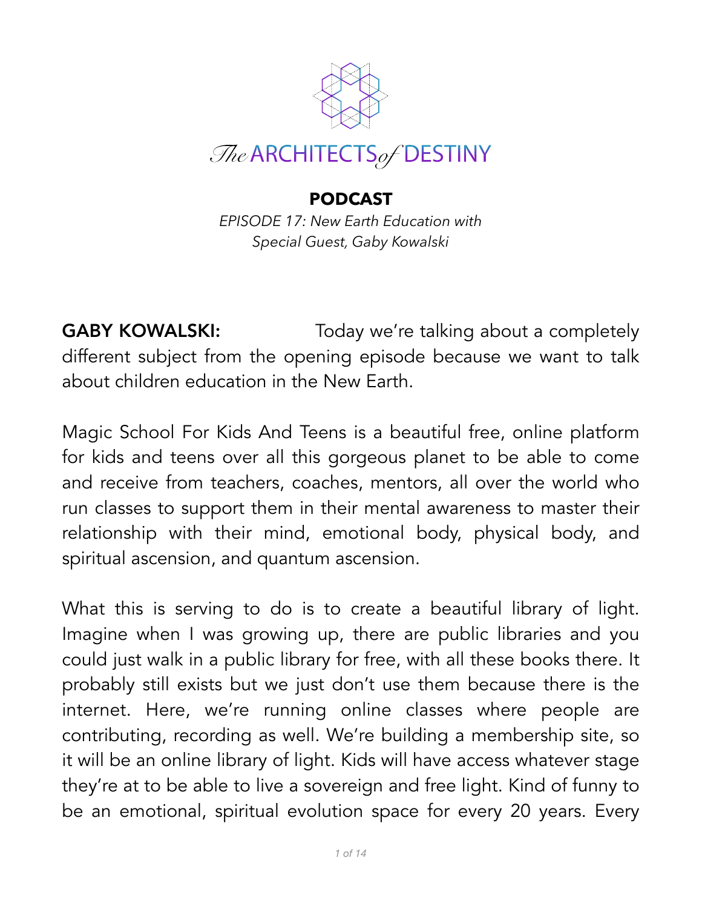# The ARCHITECTS of DESTINY

## PODCAST

*EPISODE 17: New Earth Education with Special Guest, Gaby Kowalski*

**GABY KOWALSKI:** Today we're talking about a completely different subject from the opening episode because we want to talk about children education in the New Earth.

Magic School For Kids And Teens is a beautiful free, online platform for kids and teens over all this gorgeous planet to be able to come and receive from teachers, coaches, mentors, all over the world who run classes to support them in their mental awareness to master their relationship with their mind, emotional body, physical body, and spiritual ascension, and quantum ascension.

What this is serving to do is to create a beautiful library of light. Imagine when I was growing up, there are public libraries and you could just walk in a public library for free, with all these books there. It probably still exists but we just don't use them because there is the internet. Here, we're running online classes where people are contributing, recording as well. We're building a membership site, so it will be an online library of light. Kids will have access whatever stage they're at to be able to live a sovereign and free light. Kind of funny to be an emotional, spiritual evolution space for every 20 years. Every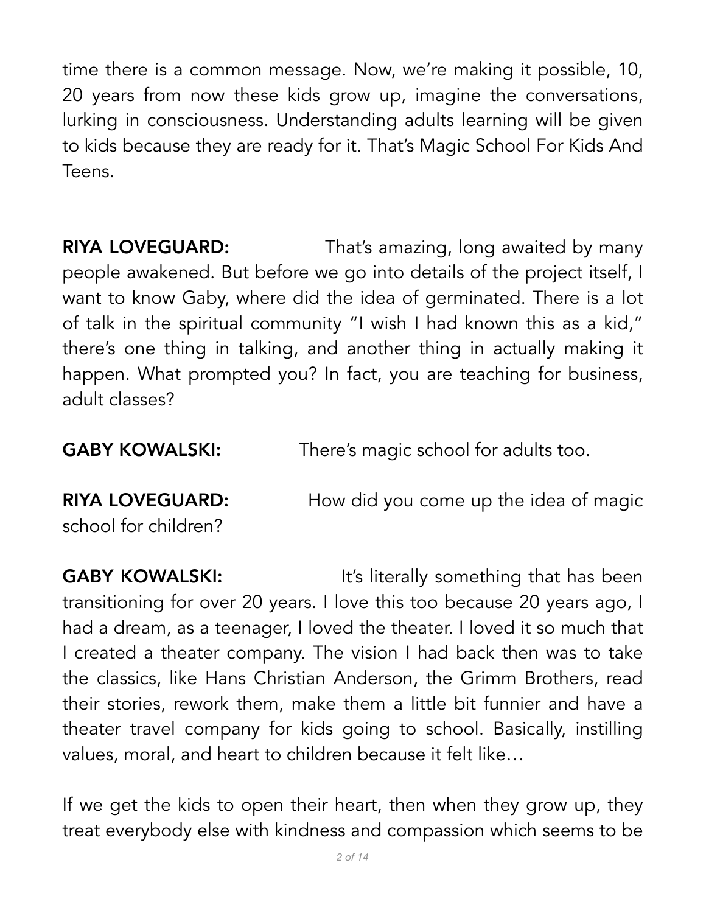time there is a common message. Now, we're making it possible, 10, 20 years from now these kids grow up, imagine the conversations, lurking in consciousness. Understanding adults learning will be given to kids because they are ready for it. That's Magic School For Kids And Teens.

**RIYA LOVEGUARD:** That's amazing, long awaited by many people awakened. But before we go into details of the project itself, I want to know Gaby, where did the idea of germinated. There is a lot of talk in the spiritual community "I wish I had known this as a kid," there's one thing in talking, and another thing in actually making it happen. What prompted you? In fact, you are teaching for business, adult classes?

**GABY KOWALSKI:** There's magic school for adults too.

**RIYA LOVEGUARD:** How did you come up the idea of magic school for children?

**GABY KOWALSKI:** It's literally something that has been transitioning for over 20 years. I love this too because 20 years ago, I had a dream, as a teenager, I loved the theater. I loved it so much that I created a theater company. The vision I had back then was to take the classics, like Hans Christian Anderson, the Grimm Brothers, read their stories, rework them, make them a little bit funnier and have a theater travel company for kids going to school. Basically, instilling values, moral, and heart to children because it felt like…

If we get the kids to open their heart, then when they grow up, they treat everybody else with kindness and compassion which seems to be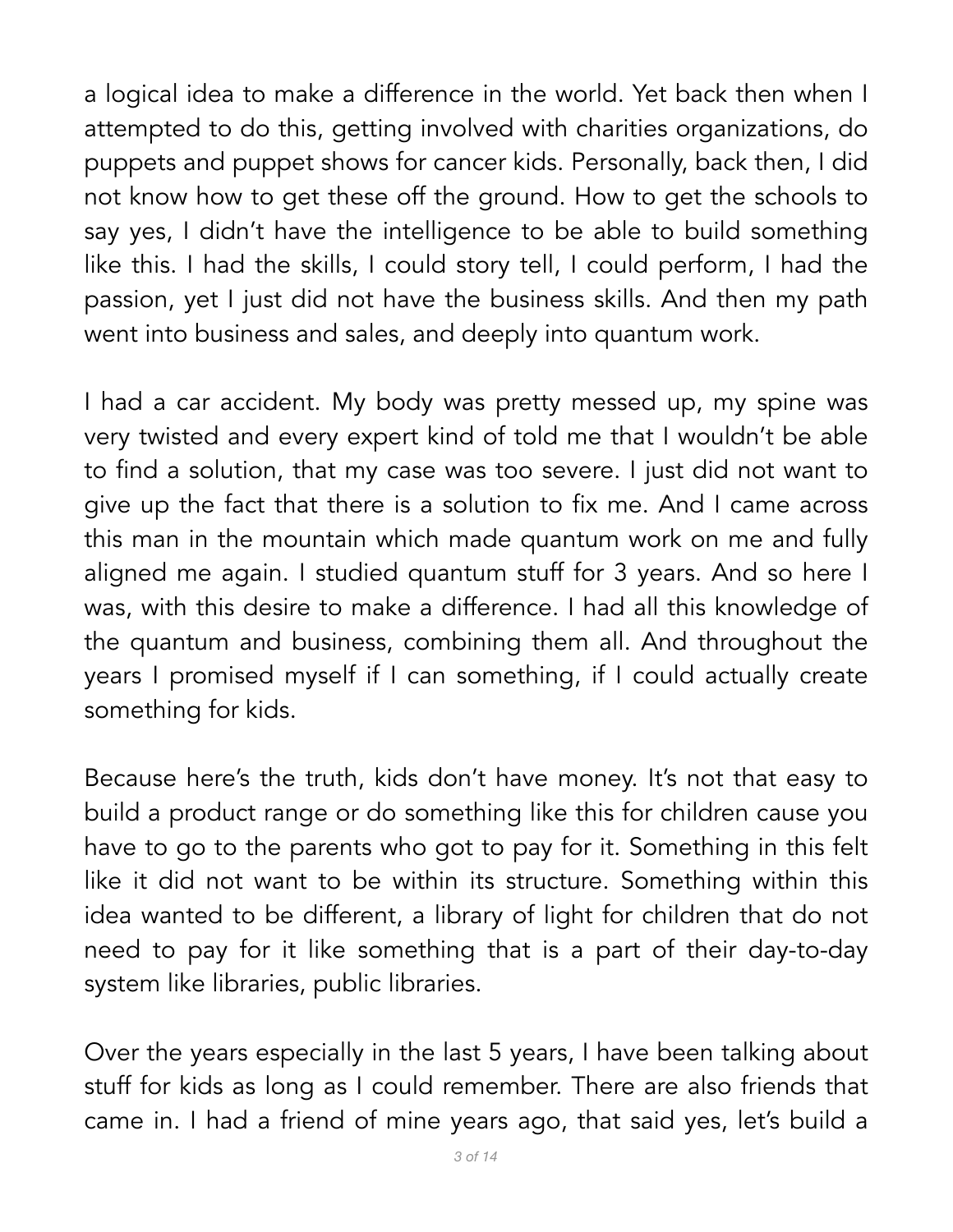a logical idea to make a difference in the world. Yet back then when I attempted to do this, getting involved with charities organizations, do puppets and puppet shows for cancer kids. Personally, back then, I did not know how to get these off the ground. How to get the schools to say yes, I didn't have the intelligence to be able to build something like this. I had the skills, I could story tell, I could perform, I had the passion, yet I just did not have the business skills. And then my path went into business and sales, and deeply into quantum work.

I had a car accident. My body was pretty messed up, my spine was very twisted and every expert kind of told me that I wouldn't be able to find a solution, that my case was too severe. I just did not want to give up the fact that there is a solution to fix me. And I came across this man in the mountain which made quantum work on me and fully aligned me again. I studied quantum stuff for 3 years. And so here I was, with this desire to make a difference. I had all this knowledge of the quantum and business, combining them all. And throughout the years I promised myself if I can something, if I could actually create something for kids.

Because here's the truth, kids don't have money. It's not that easy to build a product range or do something like this for children cause you have to go to the parents who got to pay for it. Something in this felt like it did not want to be within its structure. Something within this idea wanted to be different, a library of light for children that do not need to pay for it like something that is a part of their day-to-day system like libraries, public libraries.

Over the years especially in the last 5 years, I have been talking about stuff for kids as long as I could remember. There are also friends that came in. I had a friend of mine years ago, that said yes, let's build a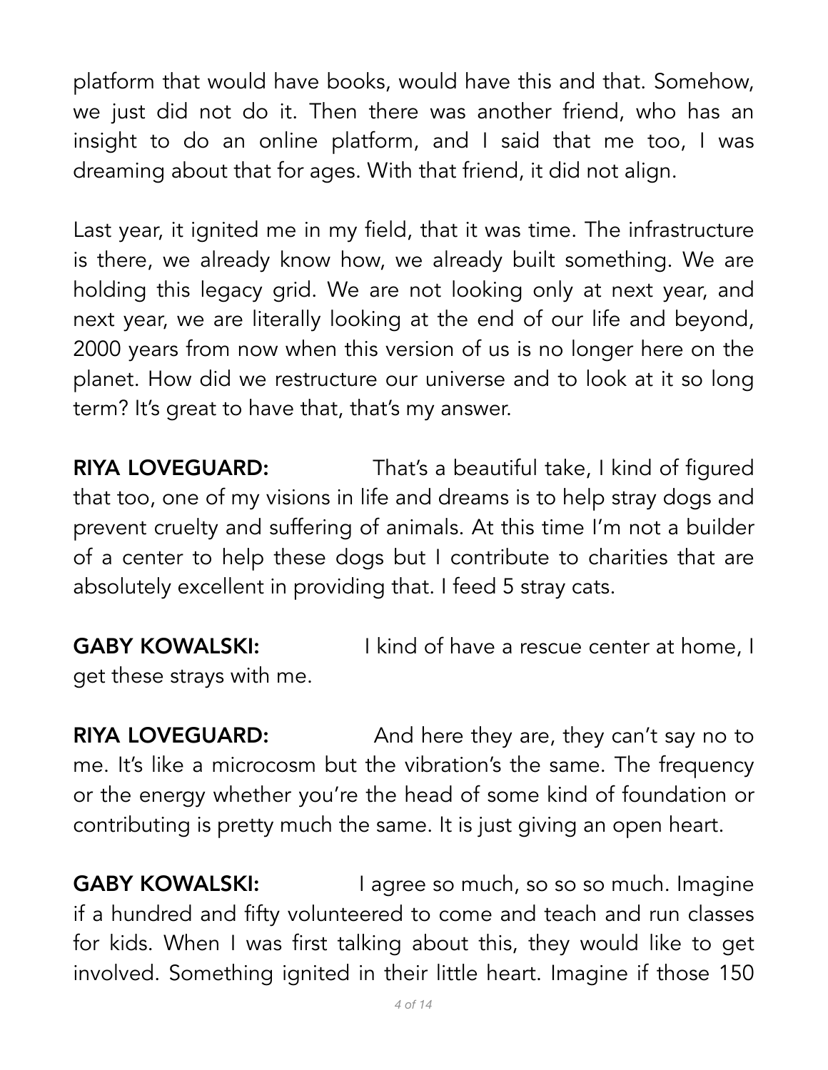platform that would have books, would have this and that. Somehow, we just did not do it. Then there was another friend, who has an insight to do an online platform, and I said that me too, I was dreaming about that for ages. With that friend, it did not align.

Last year, it ignited me in my field, that it was time. The infrastructure is there, we already know how, we already built something. We are holding this legacy grid. We are not looking only at next year, and next year, we are literally looking at the end of our life and beyond, 2000 years from now when this version of us is no longer here on the planet. How did we restructure our universe and to look at it so long term? It's great to have that, that's my answer.

**RIYA LOVEGUARD:** That's a beautiful take, I kind of figured that too, one of my visions in life and dreams is to help stray dogs and prevent cruelty and suffering of animals. At this time I'm not a builder of a center to help these dogs but I contribute to charities that are absolutely excellent in providing that. I feed 5 stray cats.

**GABY KOWALSKI:** I kind of have a rescue center at home, I get these strays with me.

**RIYA LOVEGUARD:** And here they are, they can't say no to me. It's like a microcosm but the vibration's the same. The frequency or the energy whether you're the head of some kind of foundation or contributing is pretty much the same. It is just giving an open heart.

**GABY KOWALSKI:** I agree so much, so so so much. Imagine if a hundred and fifty volunteered to come and teach and run classes for kids. When I was first talking about this, they would like to get involved. Something ignited in their little heart. Imagine if those 150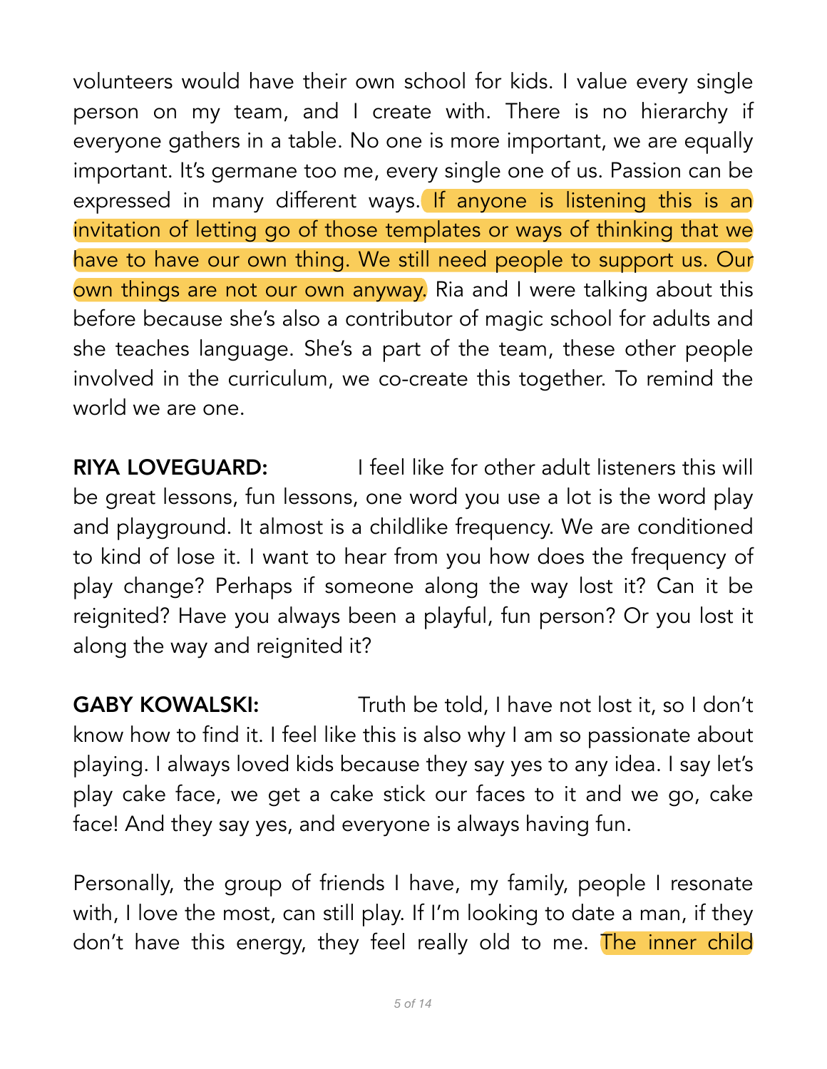volunteers would have their own school for kids. I value every single person on my team, and I create with. There is no hierarchy if everyone gathers in a table. No one is more important, we are equally important. It's germane too me, every single one of us. Passion can be expressed in many different ways. If anyone is listening this is an invitation of letting go of those templates or ways of thinking that we have to have our own thing. We still need people to support us. Our own things are not our own anyway. Ria and I were talking about this before because she's also a contributor of magic school for adults and she teaches language. She's a part of the team, these other people involved in the curriculum, we co-create this together. To remind the world we are one.

**RIYA LOVEGUARD:** I feel like for other adult listeners this will be great lessons, fun lessons, one word you use a lot is the word play and playground. It almost is a childlike frequency. We are conditioned to kind of lose it. I want to hear from you how does the frequency of play change? Perhaps if someone along the way lost it? Can it be reignited? Have you always been a playful, fun person? Or you lost it along the way and reignited it?

**GABY KOWALSKI:** Truth be told, I have not lost it, so I don't know how to find it. I feel like this is also why I am so passionate about playing. I always loved kids because they say yes to any idea. I say let's play cake face, we get a cake stick our faces to it and we go, cake face! And they say yes, and everyone is always having fun.

Personally, the group of friends I have, my family, people I resonate with, I love the most, can still play. If I'm looking to date a man, if they don't have this energy, they feel really old to me. The inner child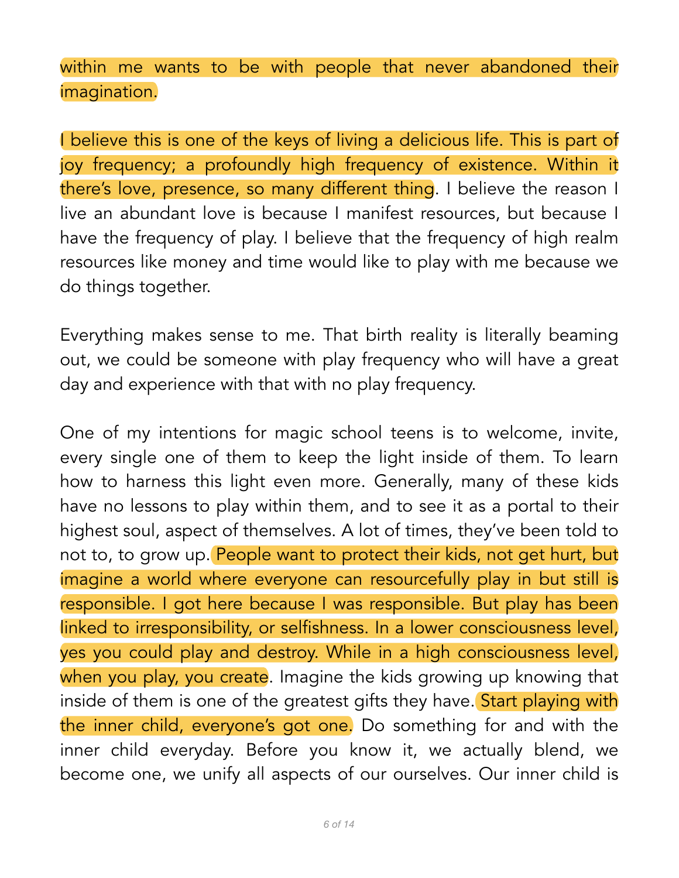within me wants to be with people that never abandoned their imagination.

I believe this is one of the keys of living a delicious life. This is part of joy frequency; a profoundly high frequency of existence. Within it there's love, presence, so many different thing. I believe the reason I live an abundant love is because I manifest resources, but because I have the frequency of play. I believe that the frequency of high realm resources like money and time would like to play with me because we do things together.

Everything makes sense to me. That birth reality is literally beaming out, we could be someone with play frequency who will have a great day and experience with that with no play frequency.

One of my intentions for magic school teens is to welcome, invite, every single one of them to keep the light inside of them. To learn how to harness this light even more. Generally, many of these kids have no lessons to play within them, and to see it as a portal to their highest soul, aspect of themselves. A lot of times, they've been told to not to, to grow up. People want to protect their kids, not get hurt, but imagine a world where everyone can resourcefully play in but still is responsible. I got here because I was responsible. But play has been linked to irresponsibility, or selfishness. In a lower consciousness level, yes you could play and destroy. While in a high consciousness level, when you play, you create. Imagine the kids growing up knowing that inside of them is one of the greatest gifts they have. Start playing with the inner child, everyone's got one. Do something for and with the inner child everyday. Before you know it, we actually blend, we become one, we unify all aspects of our ourselves. Our inner child is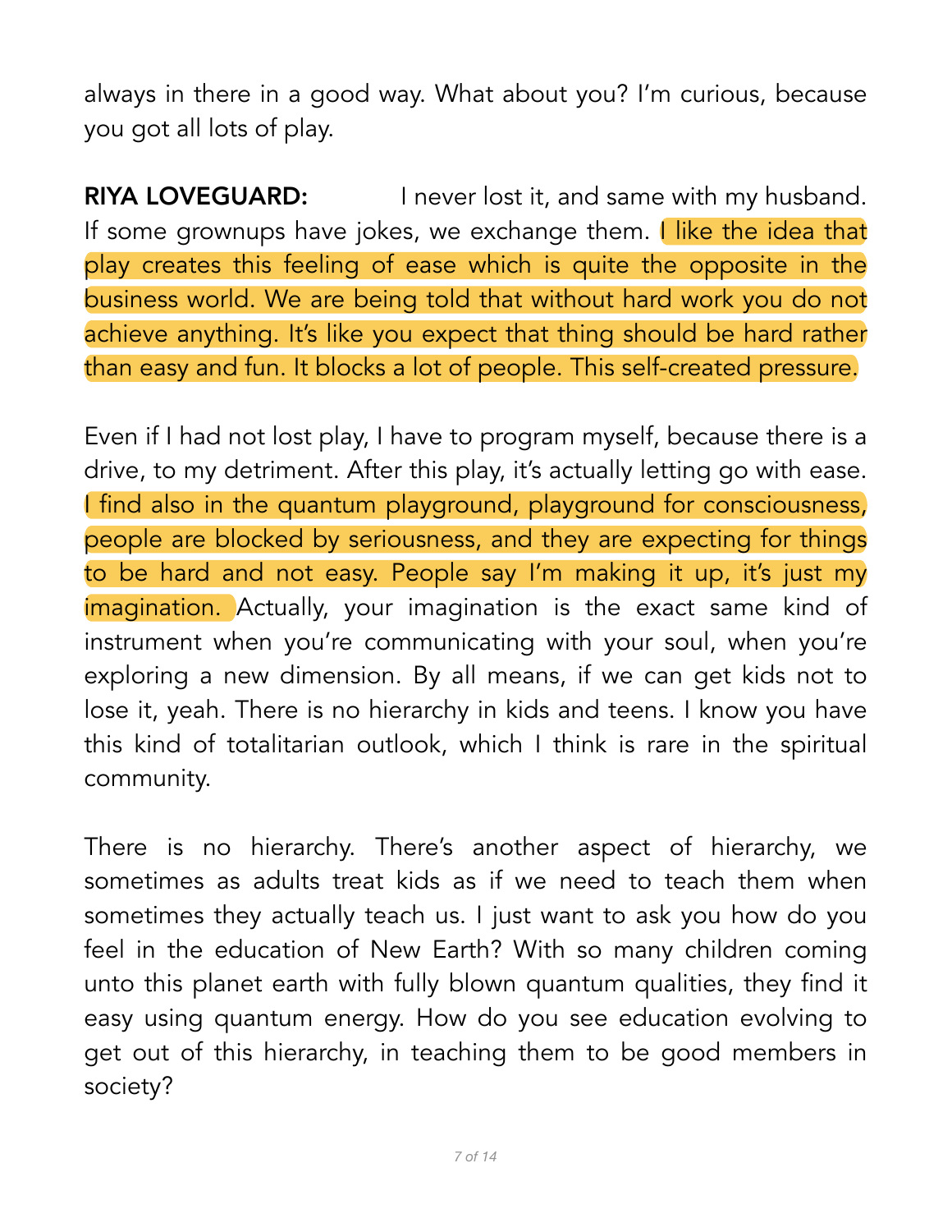always in there in a good way. What about you? I'm curious, because you got all lots of play.

**RIYA LOVEGUARD:** I never lost it, and same with my husband. If some grownups have jokes, we exchange them. I like the idea that play creates this feeling of ease which is quite the opposite in the business world. We are being told that without hard work you do not achieve anything. It's like you expect that thing should be hard rather than easy and fun. It blocks a lot of people. This self-created pressure.

Even if I had not lost play, I have to program myself, because there is a drive, to my detriment. After this play, it's actually letting go with ease. I find also in the quantum playground, playground for consciousness, people are blocked by seriousness, and they are expecting for things to be hard and not easy. People say I'm making it up, it's just my imagination. Actually, your imagination is the exact same kind of instrument when you're communicating with your soul, when you're exploring a new dimension. By all means, if we can get kids not to lose it, yeah. There is no hierarchy in kids and teens. I know you have this kind of totalitarian outlook, which I think is rare in the spiritual community.

There is no hierarchy. There's another aspect of hierarchy, we sometimes as adults treat kids as if we need to teach them when sometimes they actually teach us. I just want to ask you how do you feel in the education of New Earth? With so many children coming unto this planet earth with fully blown quantum qualities, they find it easy using quantum energy. How do you see education evolving to get out of this hierarchy, in teaching them to be good members in society?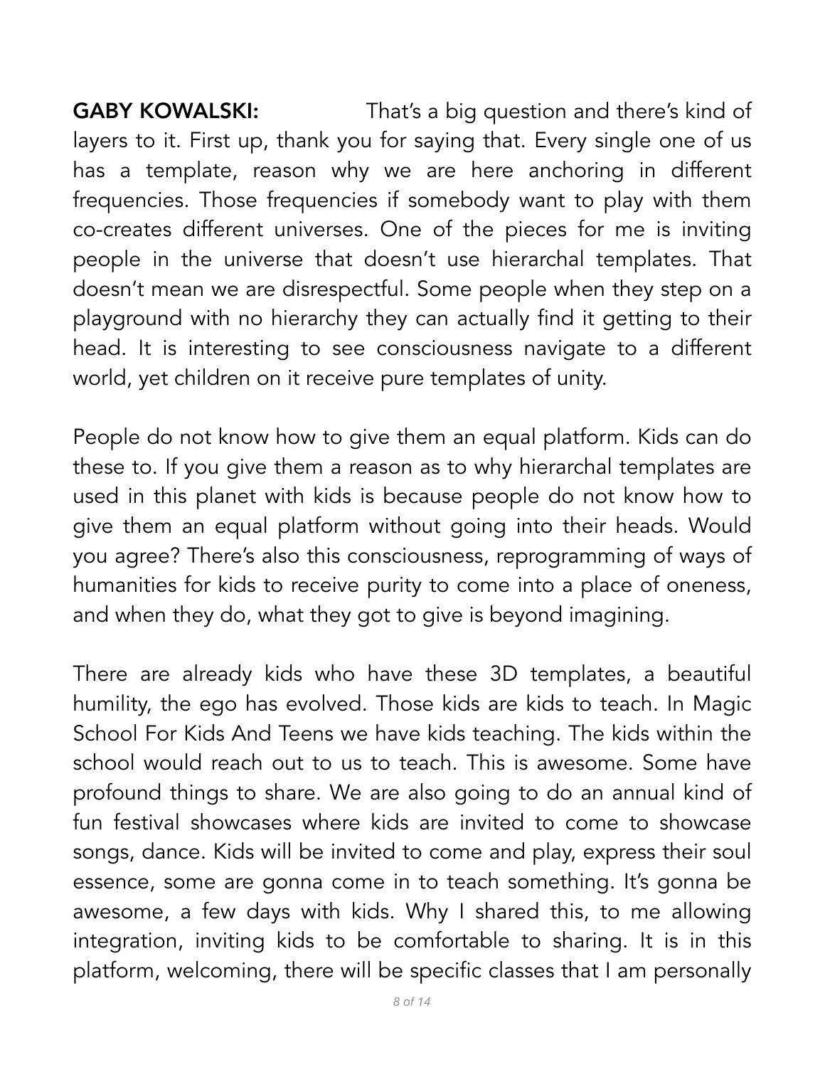**GABY KOWALSKI:** That's a big question and there's kind of layers to it. First up, thank you for saying that. Every single one of us has a template, reason why we are here anchoring in different frequencies. Those frequencies if somebody want to play with them co-creates different universes. One of the pieces for me is inviting people in the universe that doesn't use hierarchal templates. That doesn't mean we are disrespectful. Some people when they step on a playground with no hierarchy they can actually find it getting to their head. It is interesting to see consciousness navigate to a different world, yet children on it receive pure templates of unity.

People do not know how to give them an equal platform. Kids can do these to. If you give them a reason as to why hierarchal templates are used in this planet with kids is because people do not know how to give them an equal platform without going into their heads. Would you agree? There's also this consciousness, reprogramming of ways of humanities for kids to receive purity to come into a place of oneness, and when they do, what they got to give is beyond imagining.

There are already kids who have these 3D templates, a beautiful humility, the ego has evolved. Those kids are kids to teach. In Magic School For Kids And Teens we have kids teaching. The kids within the school would reach out to us to teach. This is awesome. Some have profound things to share. We are also going to do an annual kind of fun festival showcases where kids are invited to come to showcase songs, dance. Kids will be invited to come and play, express their soul essence, some are gonna come in to teach something. It's gonna be awesome, a few days with kids. Why I shared this, to me allowing integration, inviting kids to be comfortable to sharing. It is in this platform, welcoming, there will be specific classes that I am personally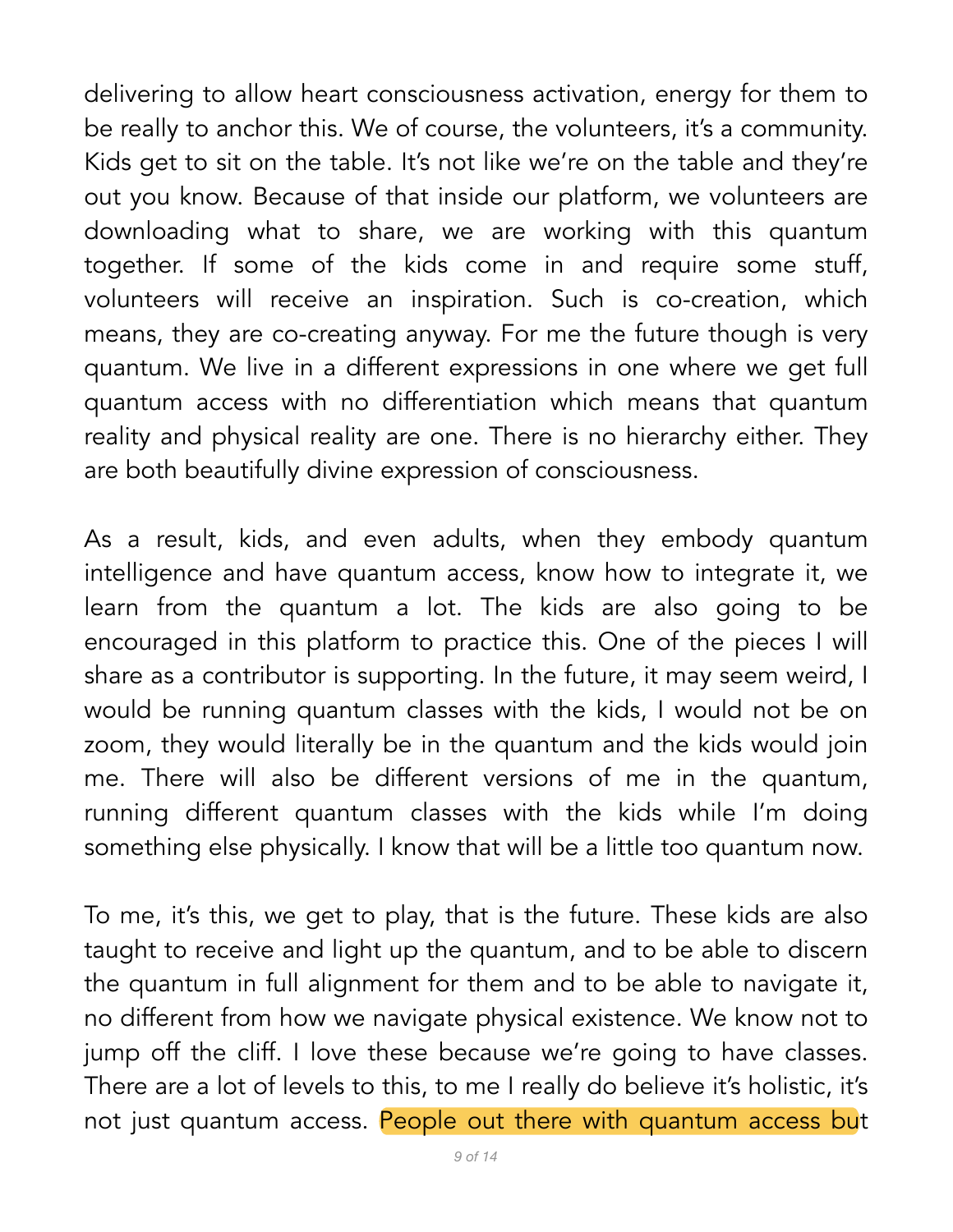delivering to allow heart consciousness activation, energy for them to be really to anchor this. We of course, the volunteers, it's a community. Kids get to sit on the table. It's not like we're on the table and they're out you know. Because of that inside our platform, we volunteers are downloading what to share, we are working with this quantum together. If some of the kids come in and require some stuff, volunteers will receive an inspiration. Such is co-creation, which means, they are co-creating anyway. For me the future though is very quantum. We live in a different expressions in one where we get full quantum access with no differentiation which means that quantum reality and physical reality are one. There is no hierarchy either. They are both beautifully divine expression of consciousness.

As a result, kids, and even adults, when they embody quantum intelligence and have quantum access, know how to integrate it, we learn from the quantum a lot. The kids are also going to be encouraged in this platform to practice this. One of the pieces I will share as a contributor is supporting. In the future, it may seem weird, I would be running quantum classes with the kids, I would not be on zoom, they would literally be in the quantum and the kids would join me. There will also be different versions of me in the quantum, running different quantum classes with the kids while I'm doing something else physically. I know that will be a little too quantum now.

To me, it's this, we get to play, that is the future. These kids are also taught to receive and light up the quantum, and to be able to discern the quantum in full alignment for them and to be able to navigate it, no different from how we navigate physical existence. We know not to jump off the cliff. I love these because we're going to have classes. There are a lot of levels to this, to me I really do believe it's holistic, it's not just quantum access. People out there with quantum access but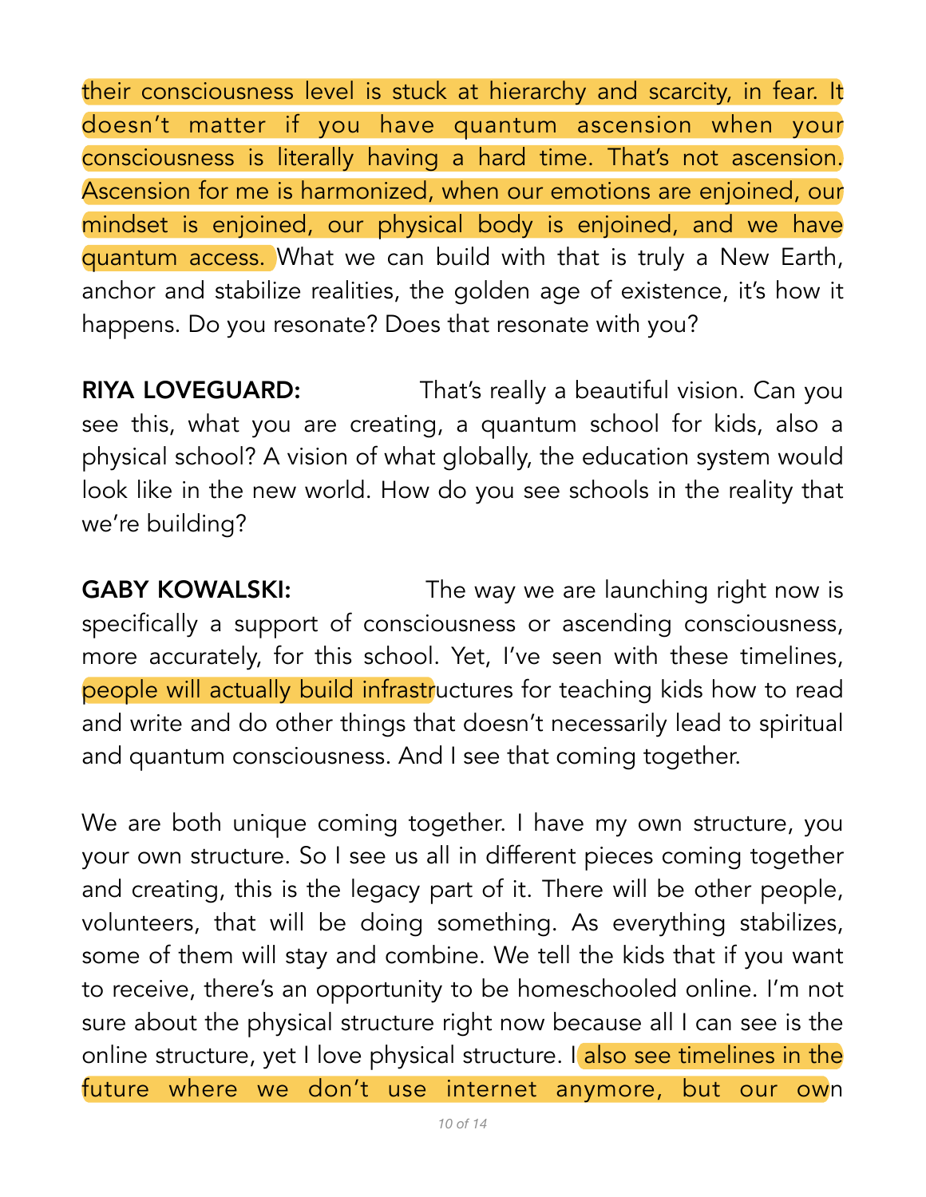their consciousness level is stuck at hierarchy and scarcity, in fear. It doesn't matter if you have quantum ascension when your consciousness is literally having a hard time. That's not ascension. Ascension for me is harmonized, when our emotions are enjoined, our mindset is enjoined, our physical body is enjoined, and we have quantum access. What we can build with that is truly a New Earth, anchor and stabilize realities, the golden age of existence, it's how it happens. Do you resonate? Does that resonate with you?

**RIYA LOVEGUARD:** That's really a beautiful vision. Can you see this, what you are creating, a quantum school for kids, also a physical school? A vision of what globally, the education system would look like in the new world. How do you see schools in the reality that we're building?

**GABY KOWALSKI:** The way we are launching right now is specifically a support of consciousness or ascending consciousness, more accurately, for this school. Yet, I've seen with these timelines, people will actually build infrastructures for teaching kids how to read and write and do other things that doesn't necessarily lead to spiritual and quantum consciousness. And I see that coming together.

We are both unique coming together. I have my own structure, you your own structure. So I see us all in different pieces coming together and creating, this is the legacy part of it. There will be other people, volunteers, that will be doing something. As everything stabilizes, some of them will stay and combine. We tell the kids that if you want to receive, there's an opportunity to be homeschooled online. I'm not sure about the physical structure right now because all I can see is the online structure, yet I love physical structure. I also see timelines in the future where we don't use internet anymore, but our own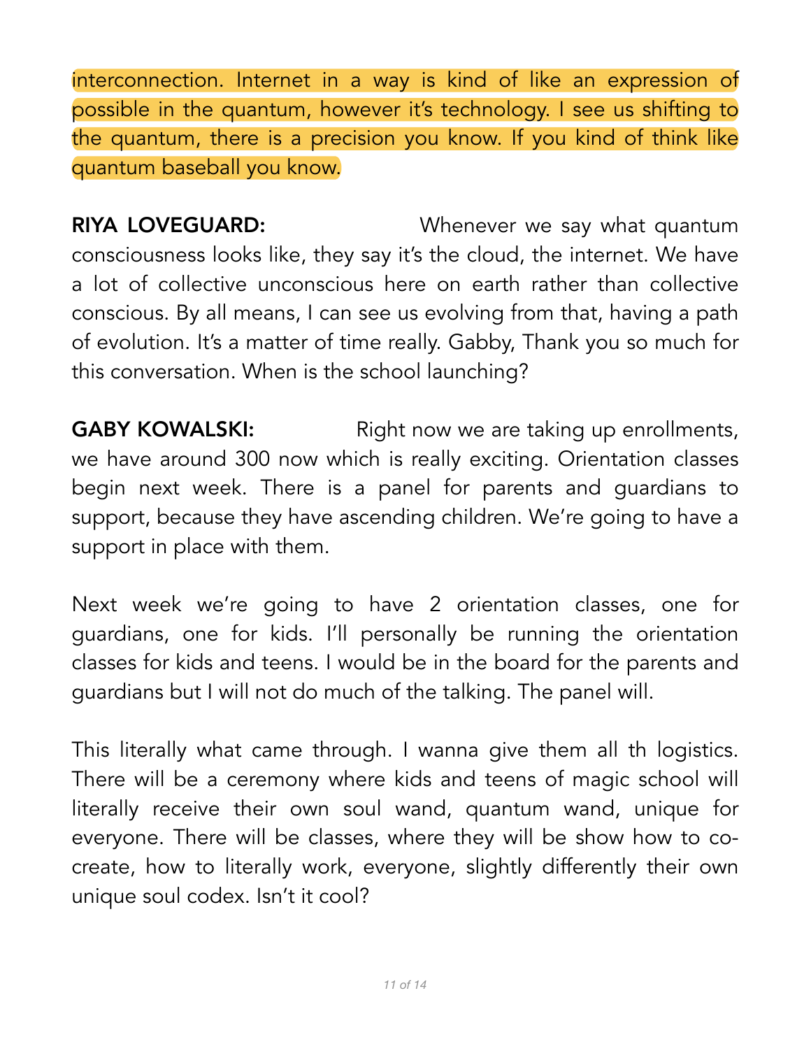interconnection. Internet in a way is kind of like an expression of possible in the quantum, however it's technology. I see us shifting to the quantum, there is a precision you know. If you kind of think like quantum baseball you know.

**RIYA LOVEGUARD:** Whenever we say what quantum consciousness looks like, they say it's the cloud, the internet. We have a lot of collective unconscious here on earth rather than collective conscious. By all means, I can see us evolving from that, having a path of evolution. It's a matter of time really. Gabby, Thank you so much for this conversation. When is the school launching?

**GABY KOWALSKI:** Right now we are taking up enrollments, we have around 300 now which is really exciting. Orientation classes begin next week. There is a panel for parents and guardians to support, because they have ascending children. We're going to have a support in place with them.

Next week we're going to have 2 orientation classes, one for guardians, one for kids. I'll personally be running the orientation classes for kids and teens. I would be in the board for the parents and guardians but I will not do much of the talking. The panel will.

This literally what came through. I wanna give them all th logistics. There will be a ceremony where kids and teens of magic school will literally receive their own soul wand, quantum wand, unique for everyone. There will be classes, where they will be show how to co-create, how to literally work, everyone, slightly differently their own unique soul codex. Isn't it cool?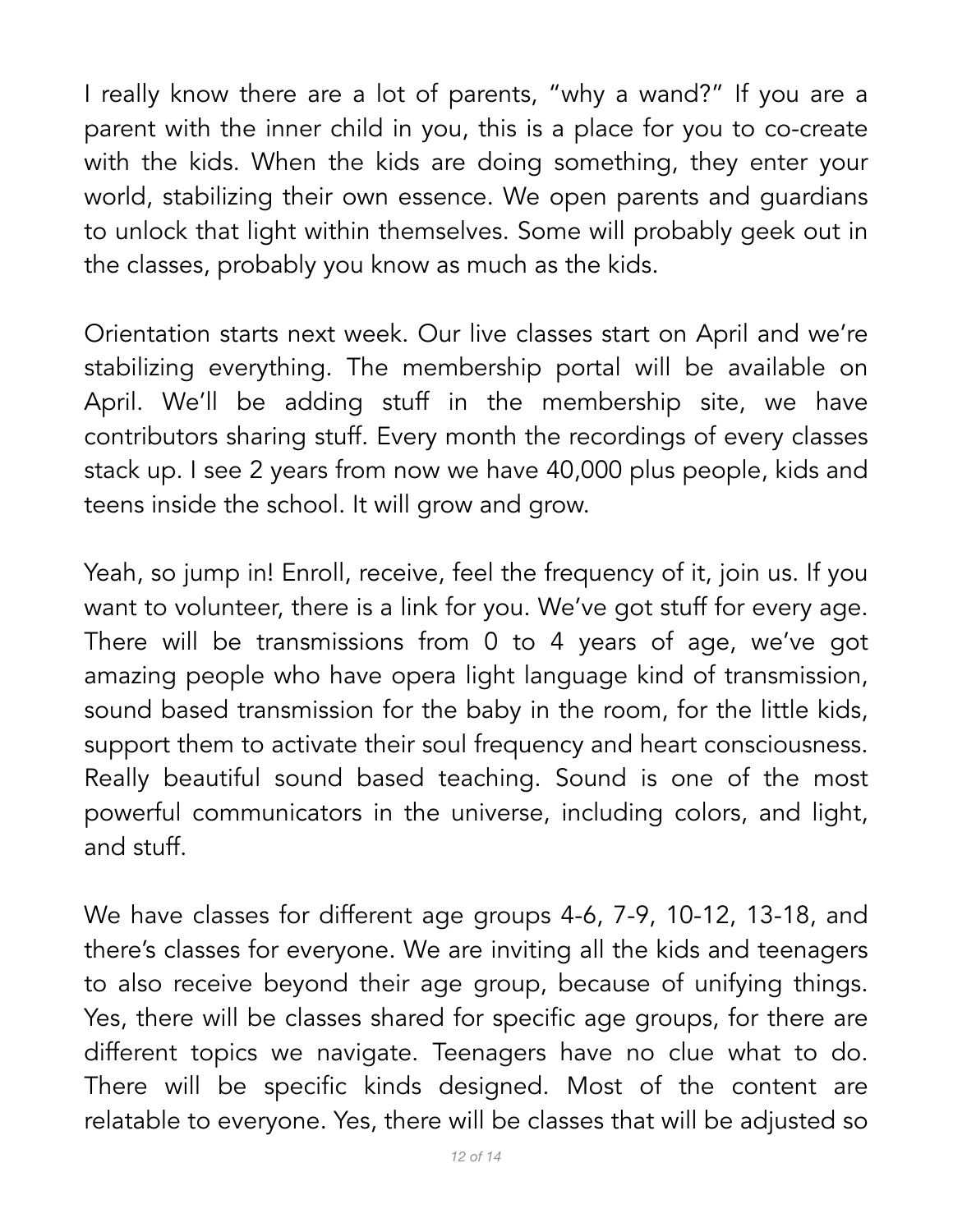I really know there are a lot of parents, "why a wand?" If you are a parent with the inner child in you, this is a place for you to co-create with the kids. When the kids are doing something, they enter your world, stabilizing their own essence. We open parents and guardians to unlock that light within themselves. Some will probably geek out in the classes, probably you know as much as the kids.

Orientation starts next week. Our live classes start on April and we're stabilizing everything. The membership portal will be available on April. We'll be adding stuff in the membership site, we have contributors sharing stuff. Every month the recordings of every classes stack up. I see 2 years from now we have 40,000 plus people, kids and teens inside the school. It will grow and grow.

Yeah, so jump in! Enroll, receive, feel the frequency of it, join us. If you want to volunteer, there is a link for you. We've got stuff for every age. There will be transmissions from 0 to 4 years of age, we've got amazing people who have opera light language kind of transmission, sound based transmission for the baby in the room, for the little kids, support them to activate their soul frequency and heart consciousness. Really beautiful sound based teaching. Sound is one of the most powerful communicators in the universe, including colors, and light, and stuff.

We have classes for different age groups 4-6, 7-9, 10-12, 13-18, and there's classes for everyone. We are inviting all the kids and teenagers to also receive beyond their age group, because of unifying things. Yes, there will be classes shared for specific age groups, for there are different topics we navigate. Teenagers have no clue what to do. There will be specific kinds designed. Most of the content are relatable to everyone. Yes, there will be classes that will be adjusted so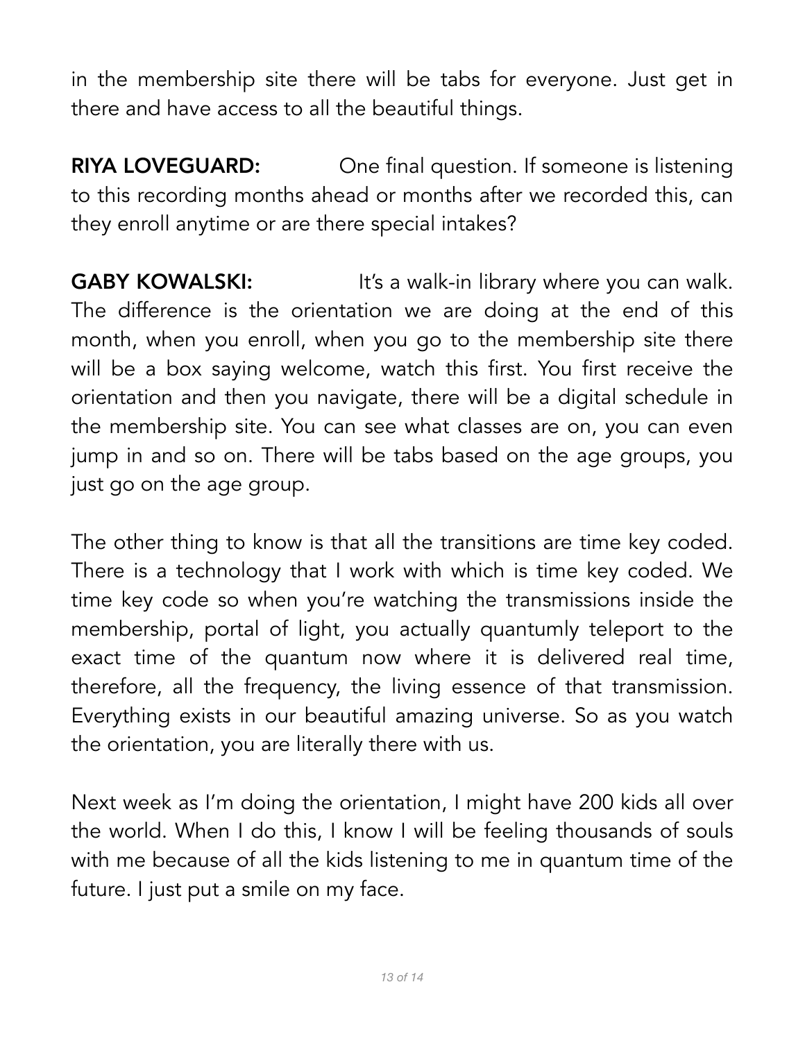in the membership site there will be tabs for everyone. Just get in there and have access to all the beautiful things.

**RIYA LOVEGUARD:** One final question. If someone is listening to this recording months ahead or months after we recorded this, can they enroll anytime or are there special intakes?

**GABY KOWALSKI:** It's a walk-in library where you can walk. The difference is the orientation we are doing at the end of this month, when you enroll, when you go to the membership site there will be a box saying welcome, watch this first. You first receive the orientation and then you navigate, there will be a digital schedule in the membership site. You can see what classes are on, you can even jump in and so on. There will be tabs based on the age groups, you just go on the age group.

The other thing to know is that all the transitions are time key coded. There is a technology that I work with which is time key coded. We time key code so when you're watching the transmissions inside the membership, portal of light, you actually quantumly teleport to the exact time of the quantum now where it is delivered real time, therefore, all the frequency, the living essence of that transmission. Everything exists in our beautiful amazing universe. So as you watch the orientation, you are literally there with us.

Next week as I'm doing the orientation, I might have 200 kids all over the world. When I do this, I know I will be feeling thousands of souls with me because of all the kids listening to me in quantum time of the future. I just put a smile on my face.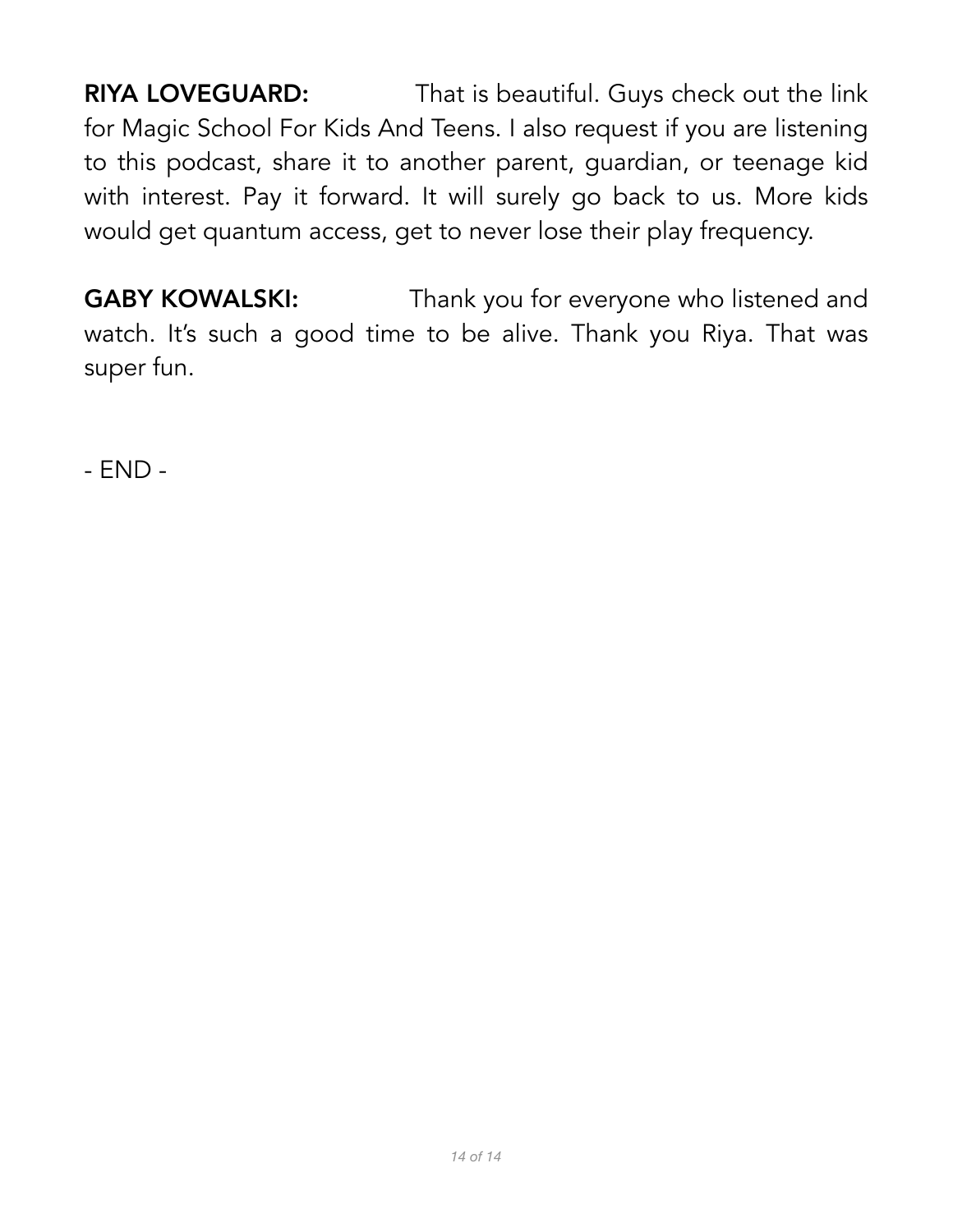**RIYA LOVEGUARD:** That is beautiful. Guys check out the link for Magic School For Kids And Teens. I also request if you are listening to this podcast, share it to another parent, guardian, or teenage kid with interest. Pay it forward. It will surely go back to us. More kids would get quantum access, get to never lose their play frequency.

**GABY KOWALSKI:** Thank you for everyone who listened and watch. It's such a good time to be alive. Thank you Riya. That was super fun.

- END -